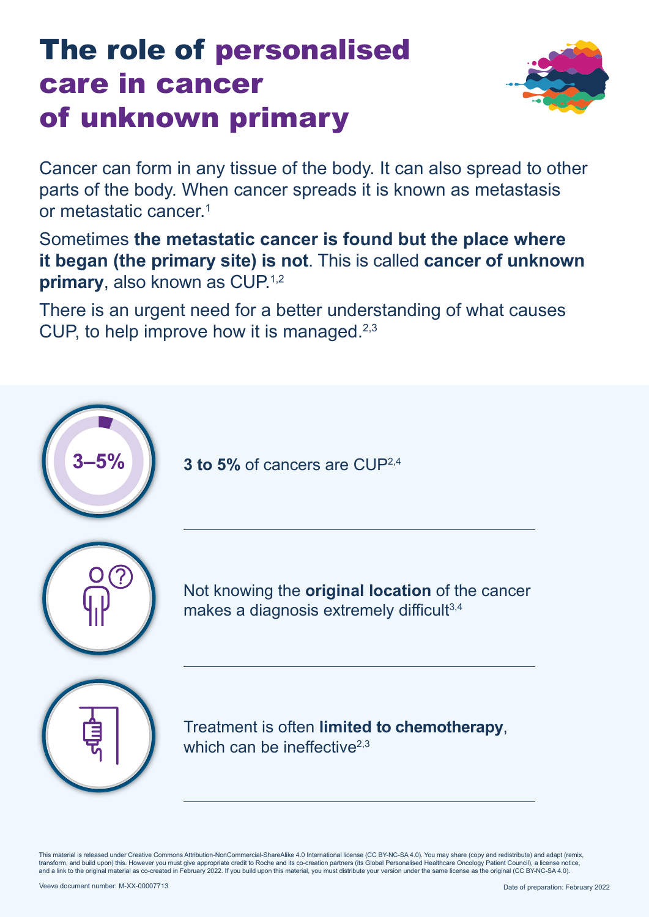# The role of personalised care in cancer of unknown primary

Cancer can form in any tissue of the body. It can also spread to other parts of the body. When cancer spreads it is known as metastasis or metastatic cancer.[1]

Sometimes **the metastatic cancer is found but the place where it began (the primary site) is not**. This is called **cancer of unknown primary**, also known as CUP.[1,2]

There is an urgent need for a better understanding of what causes CUP, to help improve how it is managed.[2,3]

3–5%

**3 to 5%** of cancers are CUP[2,4]

Not knowing the **original location** of the cancer makes a diagnosis extremely difficult[3,4]

Treatment is often **limited to chemotherapy**, which can be ineffective[2,3]

This material is released under Creative Commons Attribution-NonCommercial-ShareAlike 4.0 International license (CC BY-NC-SA 4.0). You may share (copy and redistribute) and adapt (remix, transform, and build upon) this. However you must give appropriate credit to Roche and its co-creation partners (its Global Personalised Healthcare Oncology Patient Council), a license notice, and a link to the original material as co-created in February 2022. If you build upon this material, you must distribute your version under the same license as the original (CC BY-NC-SA 4.0).

Veeva document number: M-XX-00007713

Date of preparation: February 2022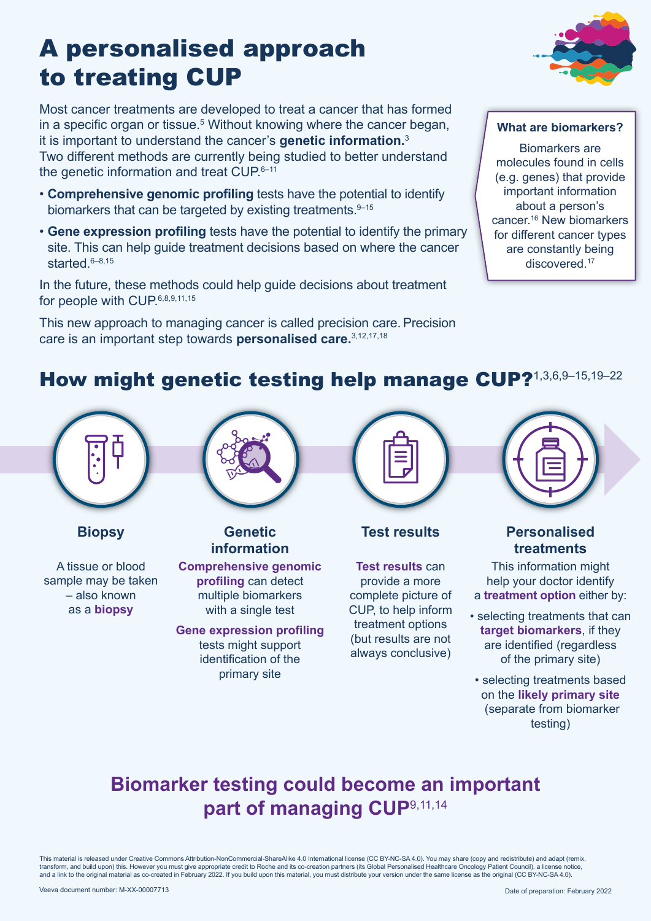# A personalised approach to treating CUP

Most cancer treatments are developed to treat a cancer that has formed in a specific organ or tissue.[5] Without knowing where the cancer began, it is important to understand the cancer's **genetic information.**[3] Two different methods are currently being studied to better understand the genetic information and treat CUP.[6–11]

- **Comprehensive genomic profiling** tests have the potential to identify biomarkers that can be targeted by existing treatments.[9–15]
- **Gene expression profiling** tests have the potential to identify the primary site. This can help guide treatment decisions based on where the cancer started.[6–8,15]

In the future, these methods could help guide decisions about treatment for people with CUP.[6,8,9,11,15]

This new approach to managing cancer is called precision care. Precision care is an important step towards **personalised care.**[3,12,17,18]

**What are biomarkers?**

Biomarkers are molecules found in cells (e.g. genes) that provide important information about a person's cancer.[16] New biomarkers for different cancer types are constantly being discovered.[17]

## How might genetic testing help manage CUP?[1,3,6,9–15,19–22]

### Biopsy

A tissue or blood sample may be taken – also known as a **biopsy**

### Genetic information

**Comprehensive genomic profiling** can detect multiple biomarkers with a single test

**Gene expression profiling** tests might support identification of the primary site

### Test results

**Test results** can provide a more complete picture of CUP, to help inform treatment options (but results are not always conclusive)

### Personalised treatments

This information might help your doctor identify a **treatment option** either by:

- selecting treatments that can **target biomarkers**, if they are identified (regardless of the primary site)
- selecting treatments based on the **likely primary site** (separate from biomarker testing)

## Biomarker testing could become an important part of managing CUP[9,11,14]

This material is released under Creative Commons Attribution-NonCommercial-ShareAlike 4.0 International license (CC BY-NC-SA 4.0). You may share (copy and redistribute) and adapt (remix, transform, and build upon) this. However you must give appropriate credit to Roche and its co-creation partners (its Global Personalised Healthcare Oncology Patient Council), a license notice, and a link to the original material as co-created in February 2022. If you build upon this material, you must distribute your version under the same license as the original (CC BY-NC-SA 4.0).

Veeva document number: M-XX-00007713

Date of preparation: February 2022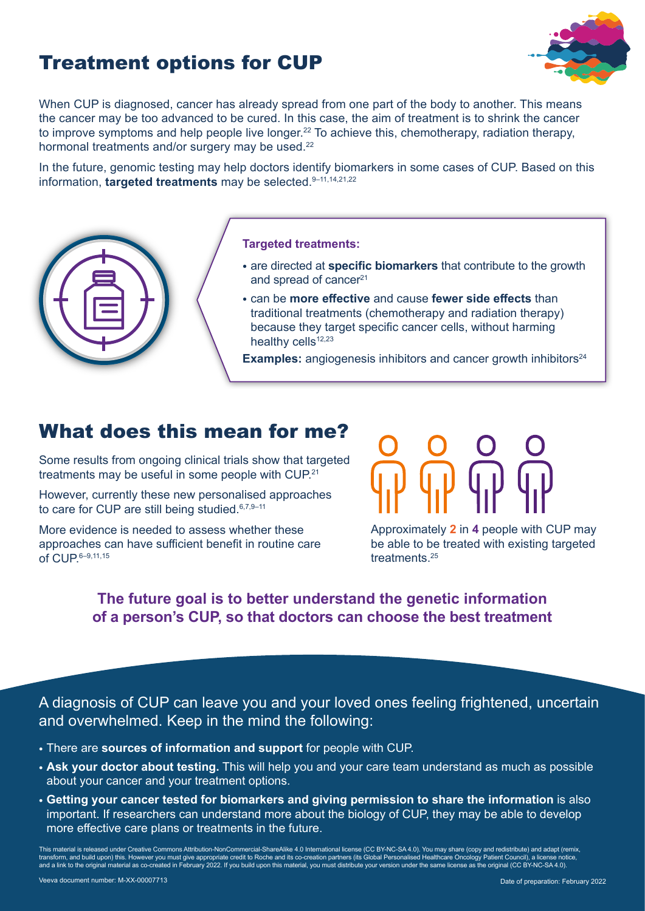# Treatment options for CUP

When CUP is diagnosed, cancer has already spread from one part of the body to another. This means the cancer may be too advanced to be cured. In this case, the aim of treatment is to shrink the cancer to improve symptoms and help people live longer.[22] To achieve this, chemotherapy, radiation therapy, hormonal treatments and/or surgery may be used.[22]

In the future, genomic testing may help doctors identify biomarkers in some cases of CUP. Based on this information, **targeted treatments** may be selected.[9–11,14,21,22]

**Targeted treatments:**

- are directed at **specific biomarkers** that contribute to the growth and spread of cancer[21]
- can be **more effective** and cause **fewer side effects** than traditional treatments (chemotherapy and radiation therapy) because they target specific cancer cells, without harming healthy cells[12,23]

**Examples:** angiogenesis inhibitors and cancer growth inhibitors[24]

# What does this mean for me?

Some results from ongoing clinical trials show that targeted treatments may be useful in some people with CUP.[21]

However, currently these new personalised approaches to care for CUP are still being studied.[6,7,9–11]

More evidence is needed to assess whether these approaches can have sufficient benefit in routine care of CUP.[6–9,11,15]

Approximately **2** in **4** people with CUP may be able to be treated with existing targeted treatments.[25]

**The future goal is to better understand the genetic information of a person's CUP, so that doctors can choose the best treatment**

A diagnosis of CUP can leave you and your loved ones feeling frightened, uncertain and overwhelmed. Keep in the mind the following:

- There are **sources of information and support** for people with CUP.
- **Ask your doctor about testing.** This will help you and your care team understand as much as possible about your cancer and your treatment options.
- **Getting your cancer tested for biomarkers and giving permission to share the information** is also important. If researchers can understand more about the biology of CUP, they may be able to develop more effective care plans or treatments in the future.

This material is released under Creative Commons Attribution-NonCommercial-ShareAlike 4.0 International license (CC BY-NC-SA 4.0). You may share (copy and redistribute) and adapt (remix, transform, and build upon) this. However you must give appropriate credit to Roche and its co-creation partners (its Global Personalised Healthcare Oncology Patient Council), a license notice, and a link to the original material as co-created in February 2022. If you build upon this material, you must distribute your version under the same license as the original (CC BY-NC-SA 4.0).

Veeva document number: M-XX-00007713

Date of preparation: February 2022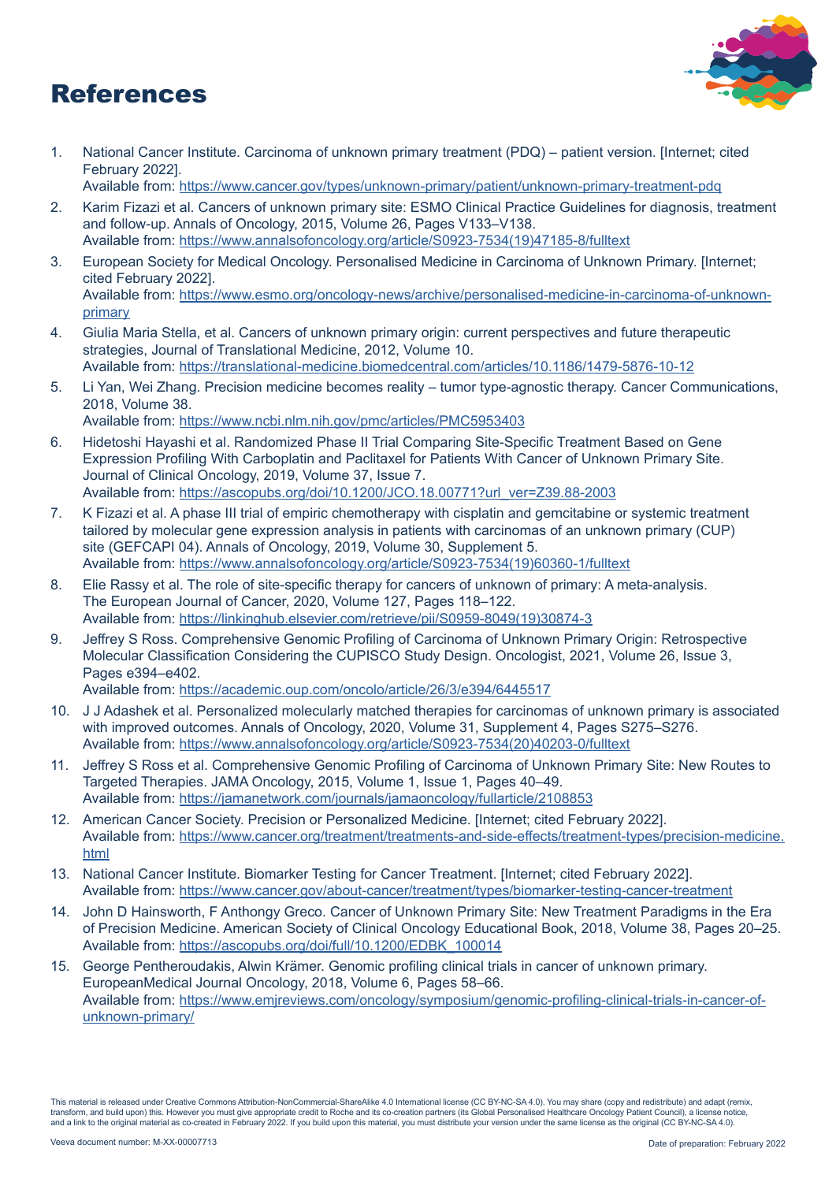# References

1. National Cancer Institute. Carcinoma of unknown primary treatment (PDQ) – patient version. [Internet; cited February 2022].
   Available from: https://www.cancer.gov/types/unknown-primary/patient/unknown-primary-treatment-pdq
2. Karim Fizazi et al. Cancers of unknown primary site: ESMO Clinical Practice Guidelines for diagnosis, treatment and follow-up. Annals of Oncology, 2015, Volume 26, Pages V133–V138.
   Available from: https://www.annalsofoncology.org/article/S0923-7534(19)47185-8/fulltext
3. European Society for Medical Oncology. Personalised Medicine in Carcinoma of Unknown Primary. [Internet; cited February 2022].
   Available from: https://www.esmo.org/oncology-news/archive/personalised-medicine-in-carcinoma-of-unknown-primary
4. Giulia Maria Stella, et al. Cancers of unknown primary origin: current perspectives and future therapeutic strategies, Journal of Translational Medicine, 2012, Volume 10.
   Available from: https://translational-medicine.biomedcentral.com/articles/10.1186/1479-5876-10-12
5. Li Yan, Wei Zhang. Precision medicine becomes reality – tumor type-agnostic therapy. Cancer Communications, 2018, Volume 38.
   Available from: https://www.ncbi.nlm.nih.gov/pmc/articles/PMC5953403
6. Hidetoshi Hayashi et al. Randomized Phase II Trial Comparing Site-Specific Treatment Based on Gene Expression Profiling With Carboplatin and Paclitaxel for Patients With Cancer of Unknown Primary Site. Journal of Clinical Oncology, 2019, Volume 37, Issue 7.
   Available from: https://ascopubs.org/doi/10.1200/JCO.18.00771?url_ver=Z39.88-2003
7. K Fizazi et al. A phase III trial of empiric chemotherapy with cisplatin and gemcitabine or systemic treatment tailored by molecular gene expression analysis in patients with carcinomas of an unknown primary (CUP) site (GEFCAPI 04). Annals of Oncology, 2019, Volume 30, Supplement 5.
   Available from: https://www.annalsofoncology.org/article/S0923-7534(19)60360-1/fulltext
8. Elie Rassy et al. The role of site-specific therapy for cancers of unknown of primary: A meta-analysis. The European Journal of Cancer, 2020, Volume 127, Pages 118–122.
   Available from: https://linkinghub.elsevier.com/retrieve/pii/S0959-8049(19)30874-3
9. Jeffrey S Ross. Comprehensive Genomic Profiling of Carcinoma of Unknown Primary Origin: Retrospective Molecular Classification Considering the CUPISCO Study Design. Oncologist, 2021, Volume 26, Issue 3, Pages e394–e402.
   Available from: https://academic.oup.com/oncolo/article/26/3/e394/6445517
10. J J Adashek et al. Personalized molecularly matched therapies for carcinomas of unknown primary is associated with improved outcomes. Annals of Oncology, 2020, Volume 31, Supplement 4, Pages S275–S276.
    Available from: https://www.annalsofoncology.org/article/S0923-7534(20)40203-0/fulltext
11. Jeffrey S Ross et al. Comprehensive Genomic Profiling of Carcinoma of Unknown Primary Site: New Routes to Targeted Therapies. JAMA Oncology, 2015, Volume 1, Issue 1, Pages 40–49.
    Available from: https://jamanetwork.com/journals/jamaoncology/fullarticle/2108853
12. American Cancer Society. Precision or Personalized Medicine. [Internet; cited February 2022].
    Available from: https://www.cancer.org/treatment/treatments-and-side-effects/treatment-types/precision-medicine.html
13. National Cancer Institute. Biomarker Testing for Cancer Treatment. [Internet; cited February 2022].
    Available from: https://www.cancer.gov/about-cancer/treatment/types/biomarker-testing-cancer-treatment
14. John D Hainsworth, F Anthongy Greco. Cancer of Unknown Primary Site: New Treatment Paradigms in the Era of Precision Medicine. American Society of Clinical Oncology Educational Book, 2018, Volume 38, Pages 20–25.
    Available from: https://ascopubs.org/doi/full/10.1200/EDBK_100014
15. George Pentheroudakis, Alwin Krämer. Genomic profiling clinical trials in cancer of unknown primary. EuropeanMedical Journal Oncology, 2018, Volume 6, Pages 58–66.
    Available from: https://www.emjreviews.com/oncology/symposium/genomic-profiling-clinical-trials-in-cancer-of-unknown-primary/

This material is released under Creative Commons Attribution-NonCommercial-ShareAlike 4.0 International license (CC BY-NC-SA 4.0). You may share (copy and redistribute) and adapt (remix, transform, and build upon) this. However you must give appropriate credit to Roche and its co-creation partners (its Global Personalised Healthcare Oncology Patient Council), a license notice, and a link to the original material as co-created in February 2022. If you build upon this material, you must distribute your version under the same license as the original (CC BY-NC-SA 4.0).

Veeva document number: M-XX-00007713

Date of preparation: February 2022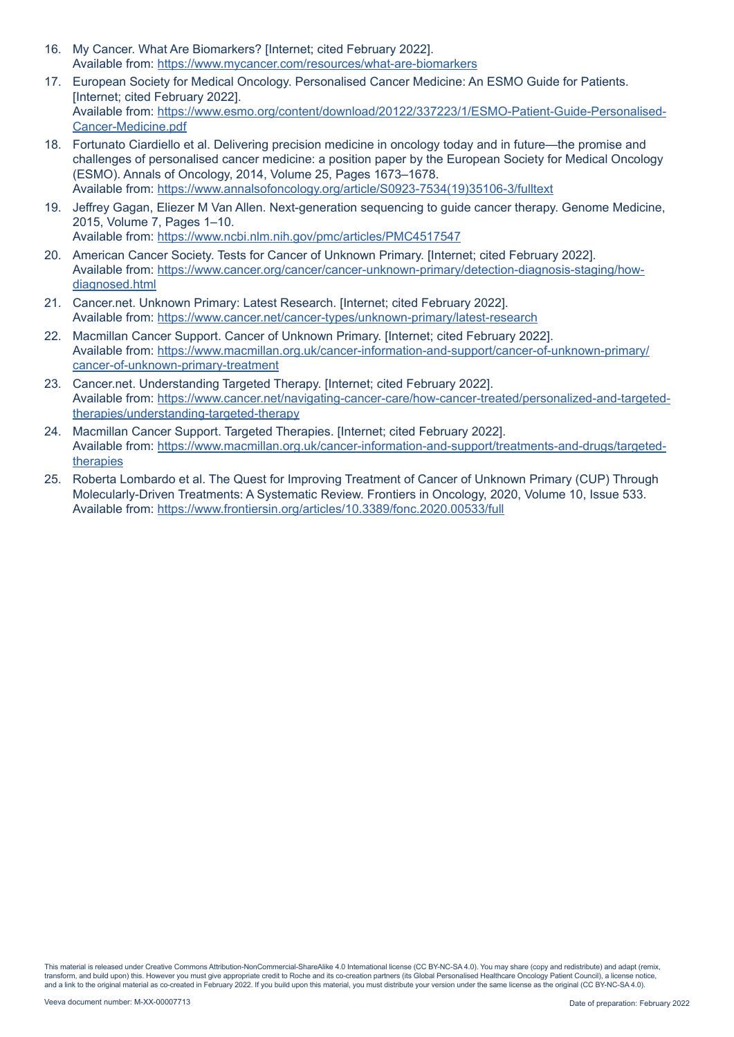16. My Cancer. What Are Biomarkers? [Internet; cited February 2022]. Available from: https://www.mycancer.com/resources/what-are-biomarkers
17. European Society for Medical Oncology. Personalised Cancer Medicine: An ESMO Guide for Patients. [Internet; cited February 2022]. Available from: https://www.esmo.org/content/download/20122/337223/1/ESMO-Patient-Guide-Personalised-Cancer-Medicine.pdf
18. Fortunato Ciardiello et al. Delivering precision medicine in oncology today and in future—the promise and challenges of personalised cancer medicine: a position paper by the European Society for Medical Oncology (ESMO). Annals of Oncology, 2014, Volume 25, Pages 1673–1678. Available from: https://www.annalsofoncology.org/article/S0923-7534(19)35106-3/fulltext
19. Jeffrey Gagan, Eliezer M Van Allen. Next-generation sequencing to guide cancer therapy. Genome Medicine, 2015, Volume 7, Pages 1–10. Available from: https://www.ncbi.nlm.nih.gov/pmc/articles/PMC4517547
20. American Cancer Society. Tests for Cancer of Unknown Primary. [Internet; cited February 2022]. Available from: https://www.cancer.org/cancer/cancer-unknown-primary/detection-diagnosis-staging/how-diagnosed.html
21. Cancer.net. Unknown Primary: Latest Research. [Internet; cited February 2022]. Available from: https://www.cancer.net/cancer-types/unknown-primary/latest-research
22. Macmillan Cancer Support. Cancer of Unknown Primary. [Internet; cited February 2022]. Available from: https://www.macmillan.org.uk/cancer-information-and-support/cancer-of-unknown-primary/cancer-of-unknown-primary-treatment
23. Cancer.net. Understanding Targeted Therapy. [Internet; cited February 2022]. Available from: https://www.cancer.net/navigating-cancer-care/how-cancer-treated/personalized-and-targeted-therapies/understanding-targeted-therapy
24. Macmillan Cancer Support. Targeted Therapies. [Internet; cited February 2022]. Available from: https://www.macmillan.org.uk/cancer-information-and-support/treatments-and-drugs/targeted-therapies
25. Roberta Lombardo et al. The Quest for Improving Treatment of Cancer of Unknown Primary (CUP) Through Molecularly-Driven Treatments: A Systematic Review. Frontiers in Oncology, 2020, Volume 10, Issue 533. Available from: https://www.frontiersin.org/articles/10.3389/fonc.2020.00533/full

This material is released under Creative Commons Attribution-NonCommercial-ShareAlike 4.0 International license (CC BY-NC-SA 4.0). You may share (copy and redistribute) and adapt (remix, transform, and build upon) this. However you must give appropriate credit to Roche and its co-creation partners (its Global Personalised Healthcare Oncology Patient Council), a license notice, and a link to the original material as co-created in February 2022. If you build upon this material, you must distribute your version under the same license as the original (CC BY-NC-SA 4.0).

Veeva document number: M-XX-00007713

Date of preparation: February 2022